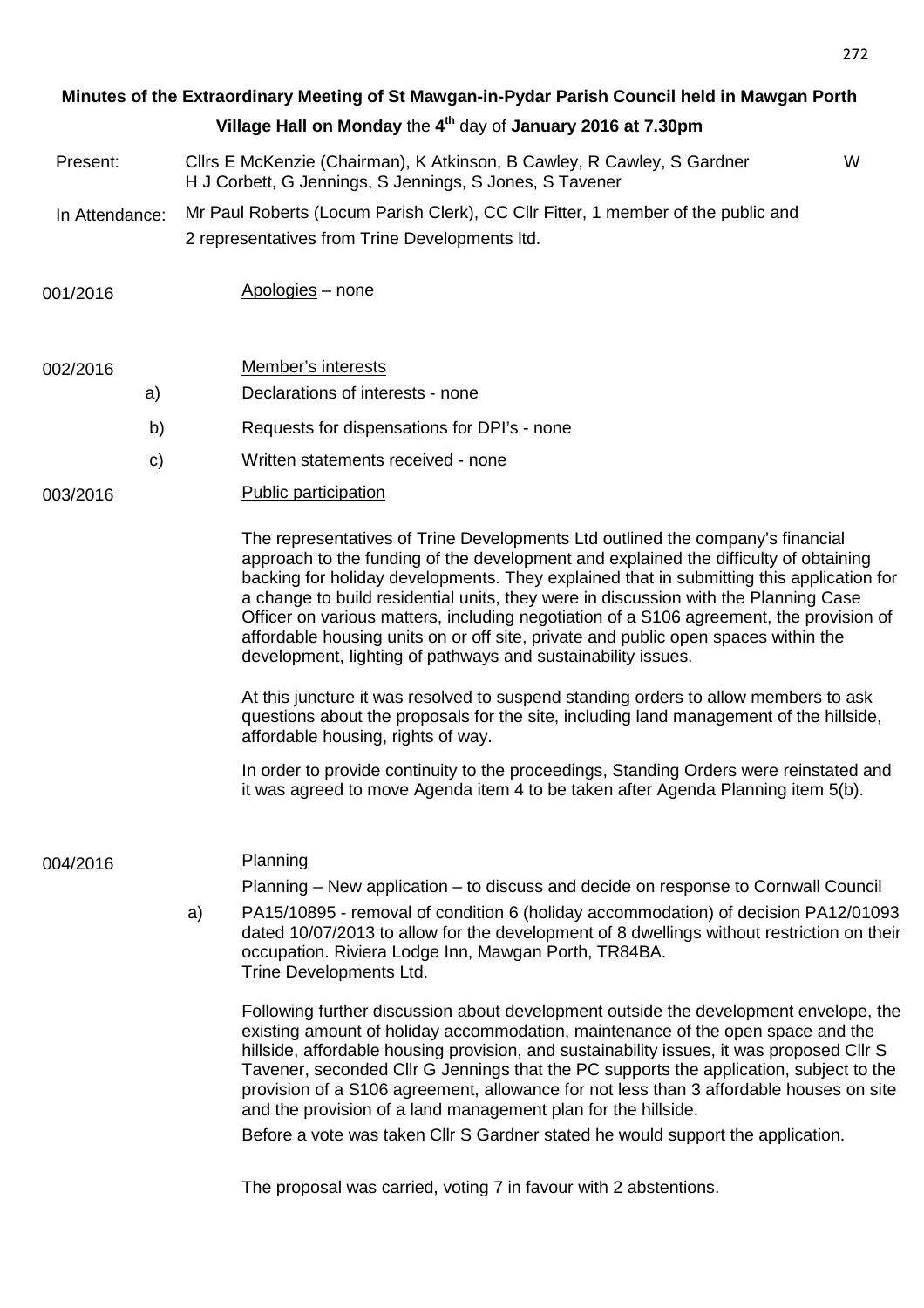**Minutes of the Extraordinary Meeting of St Mawgan-in-Pydar Parish Council held in Mawgan Porth Village Hall on Monday** the **4th** day of **January 2016 at 7.30pm**

Present: Cllrs E McKenzie (Chairman), K Atkinson, B Cawley, R Cawley, S Gardner W H J Corbett, G Jennings, S Jennings, S Jones, S Tavener

In Attendance: Mr Paul Roberts (Locum Parish Clerk), CC Cllr Fitter, 1 member of the public and 2 representatives from Trine Developments ltd.

**001/2016** Apologies – none

**002/2016** Member's interests

a) Declarations of interests - none

b) Requests for dispensations for DPI's - none

c) Written statements received - none

**003/2016** Public participation

The representatives of Trine Developments Ltd outlined the company's financial approach to the funding of the development and explained the difficulty of obtaining backing for holiday developments. They explained that in submitting this application for a change to build residential units, they were in discussion with the Planning Case Officer on various matters, including negotiation of a S106 agreement, the provision of affordable housing units on or off site, private and public open spaces within the development, lighting of pathways and sustainability issues.

At this juncture it was resolved to suspend standing orders to allow members to ask questions about the proposals for the site, including land management of the hillside, affordable housing, rights of way.

In order to provide continuity to the proceedings, Standing Orders were reinstated and it was agreed to move Agenda item 4 to be taken after Agenda Planning item 5(b).

**004/2016** Planning

Planning – New application – to discuss and decide on response to Cornwall Council

a) PA15/10895 - removal of condition 6 (holiday accommodation) of decision PA12/01093 dated 10/07/2013 to allow for the development of 8 dwellings without restriction on their occupation. Riviera Lodge Inn, Mawgan Porth, TR84BA. Trine Developments Ltd.

Following further discussion about development outside the development envelope, the existing amount of holiday accommodation, maintenance of the open space and the hillside, affordable housing provision, and sustainability issues, it was proposed Cllr S Tavener, seconded Cllr G Jennings that the PC supports the application, subject to the provision of a S106 agreement, allowance for not less than 3 affordable houses on site and the provision of a land management plan for the hillside.

Before a vote was taken Cllr S Gardner stated he would support the application.

The proposal was carried, voting 7 in favour with 2 abstentions.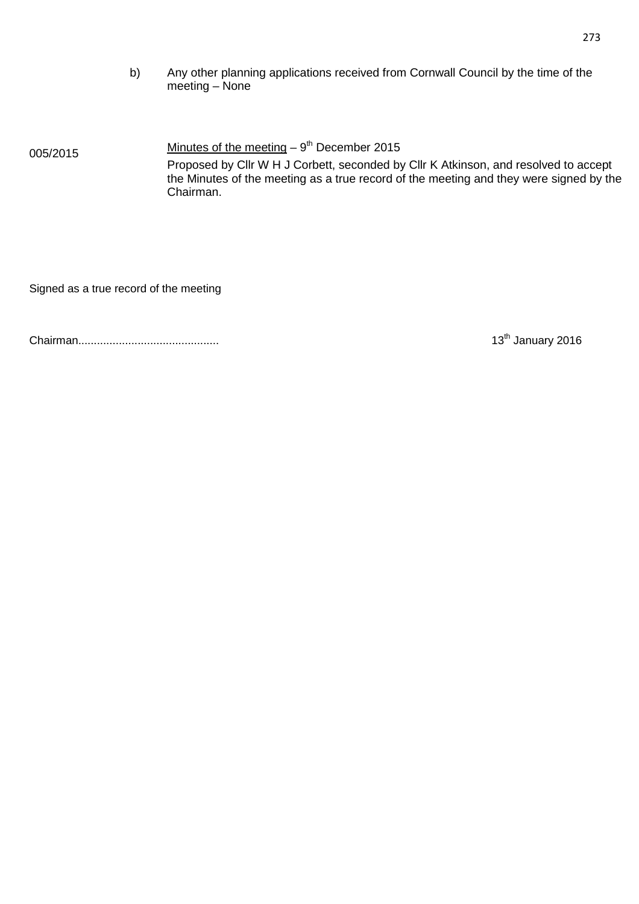b) Any other planning applications received from Cornwall Council by the time of the meeting – None

005/2015 Minutes of the meeting – 9th December 2015

Proposed by Cllr W H J Corbett, seconded by Cllr K Atkinson, and resolved to accept the Minutes of the meeting as a true record of the meeting and they were signed by the Chairman.

Signed as a true record of the meeting

Chairman............................................ 13th January 2016